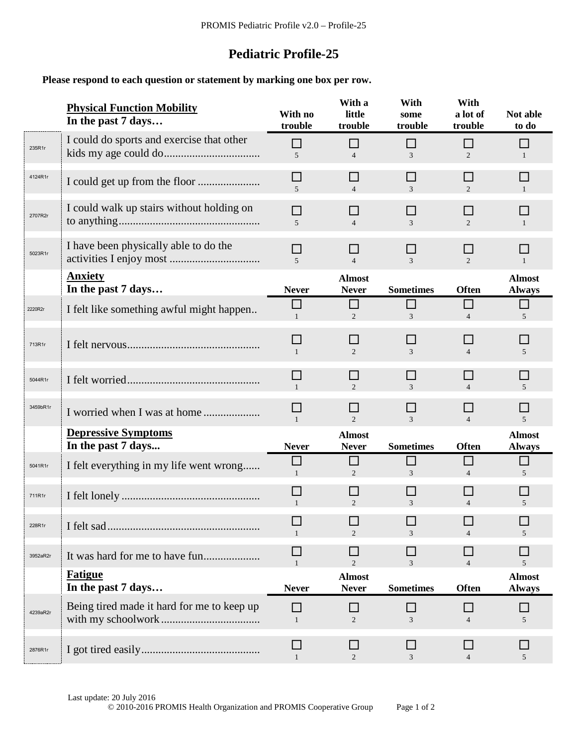# Pediatric Profile-25

**Please respond to each question or statement by marking one box per row.**

| | **Physical Function Mobility** **In the past 7 days…** | **With no trouble** | **With a little trouble** | **With some trouble** | **With a lot of trouble** | **Not able to do** |
|---|---|---|---|---|---|---|
| 235R1r | I could do sports and exercise that other kids my age could do.................................. | ☐ 5 | ☐ 4 | ☐ 3 | ☐ 2 | ☐ 1 |
| 4124R1r | I could get up from the floor ...................... | ☐ 5 | ☐ 4 | ☐ 3 | ☐ 2 | ☐ 1 |
| 2707R2r | I could walk up stairs without holding on to anything................................................. | ☐ 5 | ☐ 4 | ☐ 3 | ☐ 2 | ☐ 1 |
| 5023R1r | I have been physically able to do the activities I enjoy most ................................ | ☐ 5 | ☐ 4 | ☐ 3 | ☐ 2 | ☐ 1 |
| | **Anxiety** **In the past 7 days…** | **Never** | **Almost Never** | **Sometimes** | **Often** | **Almost Always** |
| 2220R2r | I felt like something awful might happen.. | ☐ 1 | ☐ 2 | ☐ 3 | ☐ 4 | ☐ 5 |
| 713R1r | I felt nervous.............................................. | ☐ 1 | ☐ 2 | ☐ 3 | ☐ 4 | ☐ 5 |
| 5044R1r | I felt worried.............................................. | ☐ 1 | ☐ 2 | ☐ 3 | ☐ 4 | ☐ 5 |
| 3459bR1r | I worried when I was at home .................... | ☐ 1 | ☐ 2 | ☐ 3 | ☐ 4 | ☐ 5 |
| | **Depressive Symptoms** **In the past 7 days...** | **Never** | **Almost Never** | **Sometimes** | **Often** | **Almost Always** |
| 5041R1r | I felt everything in my life went wrong...... | ☐ 1 | ☐ 2 | ☐ 3 | ☐ 4 | ☐ 5 |
| 711R1r | I felt lonely ................................................ | ☐ 1 | ☐ 2 | ☐ 3 | ☐ 4 | ☐ 5 |
| 228R1r | I felt sad..................................................... | ☐ 1 | ☐ 2 | ☐ 3 | ☐ 4 | ☐ 5 |
| 3952aR2r | It was hard for me to have fun.................... | ☐ 1 | ☐ 2 | ☐ 3 | ☐ 4 | ☐ 5 |
| | **Fatigue** **In the past 7 days…** | **Never** | **Almost Never** | **Sometimes** | **Often** | **Almost Always** |
| 4239aR2r | Being tired made it hard for me to keep up with my schoolwork................................... | ☐ 1 | ☐ 2 | ☐ 3 | ☐ 4 | ☐ 5 |
| 2876R1r | I got tired easily.......................................... | ☐ 1 | ☐ 2 | ☐ 3 | ☐ 4 | ☐ 5 |

Last update: 20 July 2016
© 2010-2016 PROMIS Health Organization and PROMIS Cooperative Group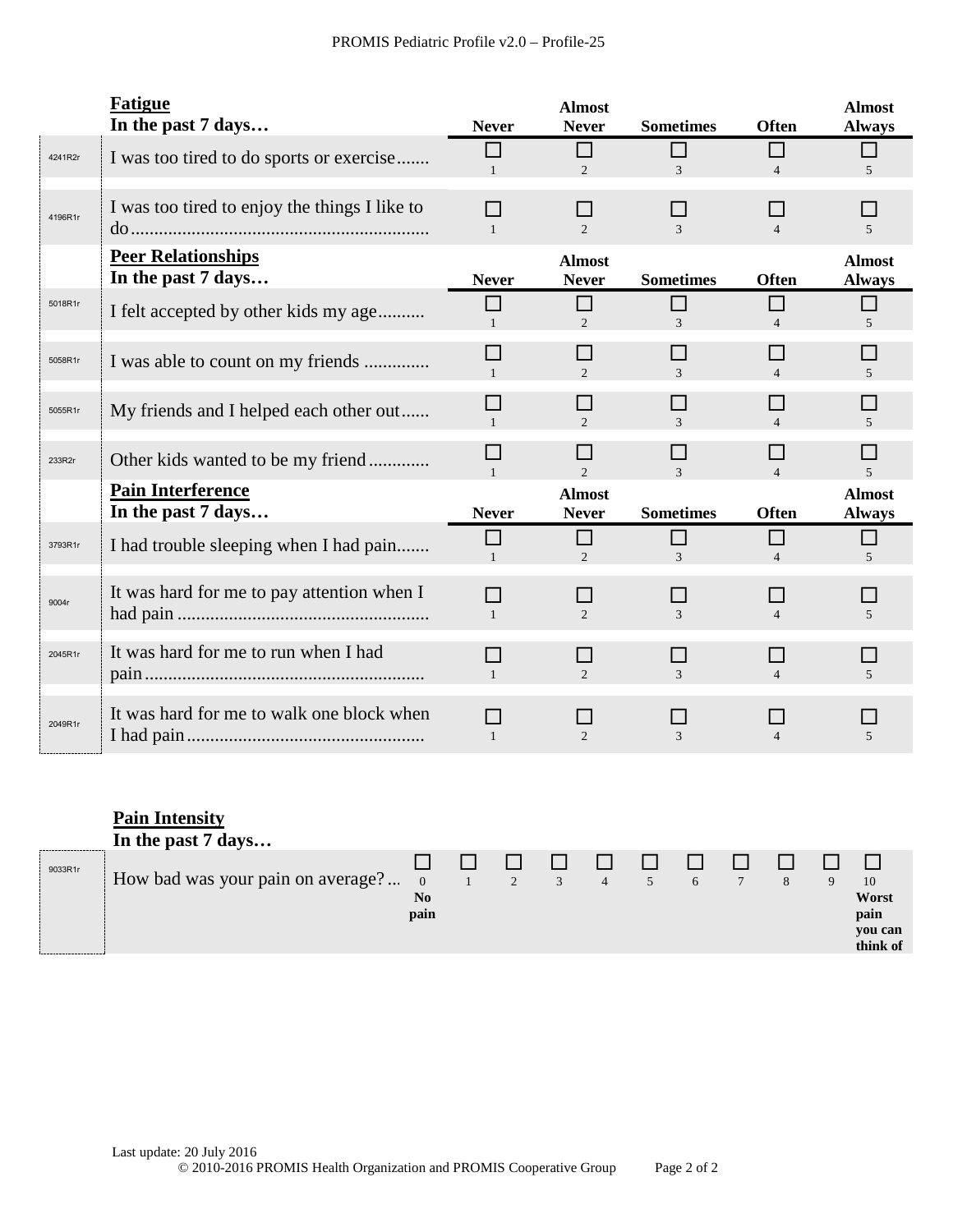| | **Fatigue** In the past 7 days… | **Never** | **Almost Never** | **Sometimes** | **Often** | **Almost Always** |
|---|---|---|---|---|---|---|
| 4241R2r | I was too tired to do sports or exercise....... | ☐ 1 | ☐ 2 | ☐ 3 | ☐ 4 | ☐ 5 |
| 4196R1r | I was too tired to enjoy the things I like to do............................................................... | ☐ 1 | ☐ 2 | ☐ 3 | ☐ 4 | ☐ 5 |

| | **Peer Relationships** In the past 7 days… | **Never** | **Almost Never** | **Sometimes** | **Often** | **Almost Always** |
|---|---|---|---|---|---|---|
| 5018R1r | I felt accepted by other kids my age.......... | ☐ 1 | ☐ 2 | ☐ 3 | ☐ 4 | ☐ 5 |
| 5058R1r | I was able to count on my friends ............. | ☐ 1 | ☐ 2 | ☐ 3 | ☐ 4 | ☐ 5 |
| 5055R1r | My friends and I helped each other out...... | ☐ 1 | ☐ 2 | ☐ 3 | ☐ 4 | ☐ 5 |
| 233R2r | Other kids wanted to be my friend............ | ☐ 1 | ☐ 2 | ☐ 3 | ☐ 4 | ☐ 5 |

| | **Pain Interference** In the past 7 days… | **Never** | **Almost Never** | **Sometimes** | **Often** | **Almost Always** |
|---|---|---|---|---|---|---|
| 3793R1r | I had trouble sleeping when I had pain....... | ☐ 1 | ☐ 2 | ☐ 3 | ☐ 4 | ☐ 5 |
| 9004r | It was hard for me to pay attention when I had pain .................................................... | ☐ 1 | ☐ 2 | ☐ 3 | ☐ 4 | ☐ 5 |
| 2045R1r | It was hard for me to run when I had pain........................................................... | ☐ 1 | ☐ 2 | ☐ 3 | ☐ 4 | ☐ 5 |
| 2049R1r | It was hard for me to walk one block when I had pain................................................. | ☐ 1 | ☐ 2 | ☐ 3 | ☐ 4 | ☐ 5 |

**Pain Intensity**
**In the past 7 days…**

| | | | | | | | | | | | | |
|---|---|---|---|---|---|---|---|---|---|---|---|---|
| 9033R1r | How bad was your pain on average?... | ☐ 0 **No pain** | ☐ 1 | ☐ 2 | ☐ 3 | ☐ 4 | ☐ 5 | ☐ 6 | ☐ 7 | ☐ 8 | ☐ 9 | ☐ 10 **Worst pain you can think of** |

Last update: 20 July 2016
© 2010-2016 PROMIS Health Organization and PROMIS Cooperative Group